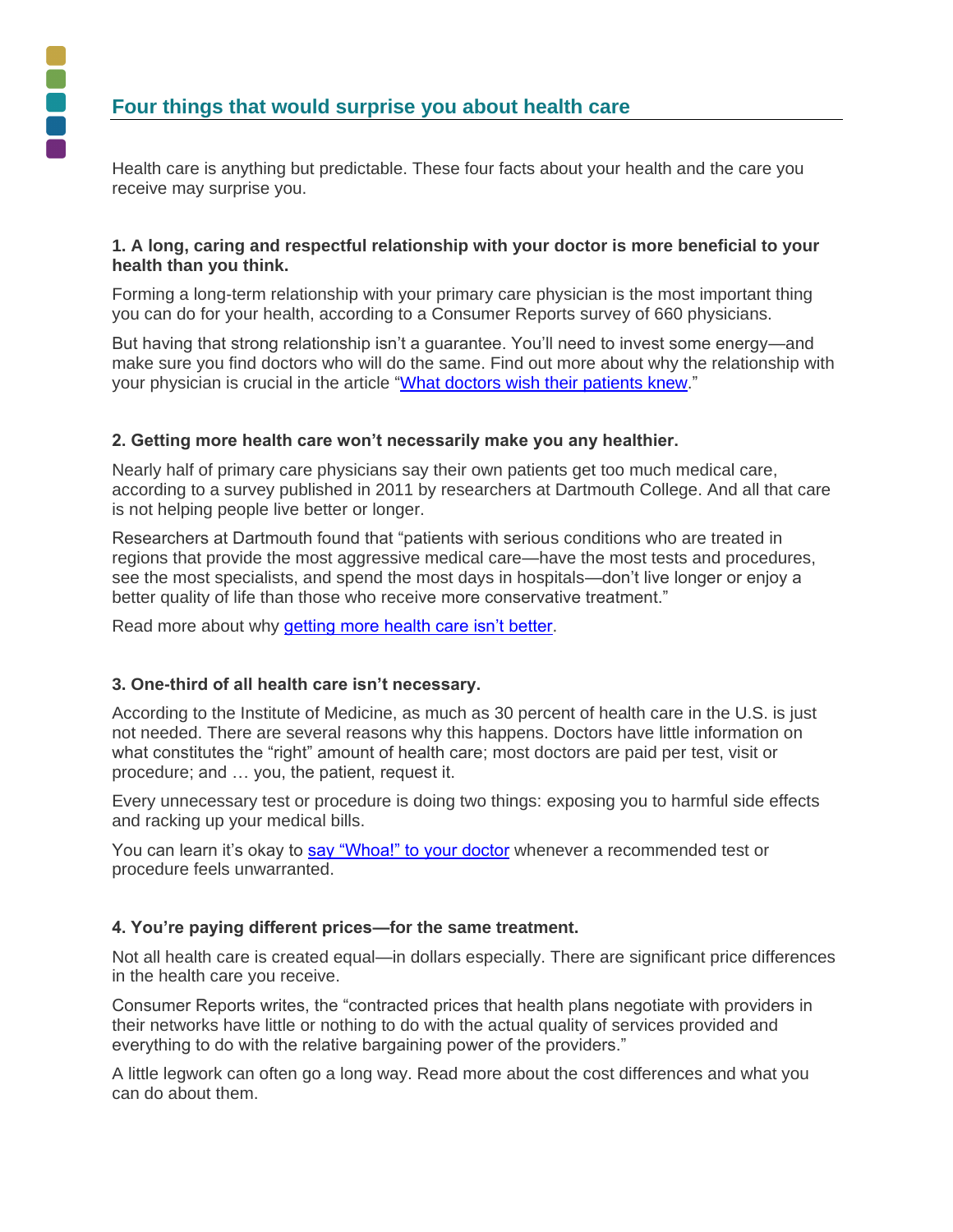# Four things that would surprise you about health care

Health care is anything but predictable. These four facts about your health and the care you receive may surprise you.

### 1. A long, caring and respectful relationship with your doctor is more beneficial to your health than you think.

Forming a long-term relationship with your primary care physician is the most important thing you can do for your health, according to a Consumer Reports survey of 660 physicians.

But having that strong relationship isn't a guarantee. You'll need to invest some energy—and make sure you find doctors who will do the same. Find out more about why the relationship with your physician is crucial in the article "What doctors wish their patients knew."

### 2. Getting more health care won't necessarily make you any healthier.

Nearly half of primary care physicians say their own patients get too much medical care, according to a survey published in 2011 by researchers at Dartmouth College. And all that care is not helping people live better or longer.

Researchers at Dartmouth found that "patients with serious conditions who are treated in regions that provide the most aggressive medical care—have the most tests and procedures, see the most specialists, and spend the most days in hospitals—don't live longer or enjoy a better quality of life than those who receive more conservative treatment."

Read more about why getting more health care isn't better.

### 3. One-third of all health care isn't necessary.

According to the Institute of Medicine, as much as 30 percent of health care in the U.S. is just not needed. There are several reasons why this happens. Doctors have little information on what constitutes the "right" amount of health care; most doctors are paid per test, visit or procedure; and … you, the patient, request it.

Every unnecessary test or procedure is doing two things: exposing you to harmful side effects and racking up your medical bills.

You can learn it's okay to say "Whoa!" to your doctor whenever a recommended test or procedure feels unwarranted.

### 4. You're paying different prices—for the same treatment.

Not all health care is created equal—in dollars especially. There are significant price differences in the health care you receive.

Consumer Reports writes, the "contracted prices that health plans negotiate with providers in their networks have little or nothing to do with the actual quality of services provided and everything to do with the relative bargaining power of the providers."

A little legwork can often go a long way. Read more about the cost differences and what you can do about them.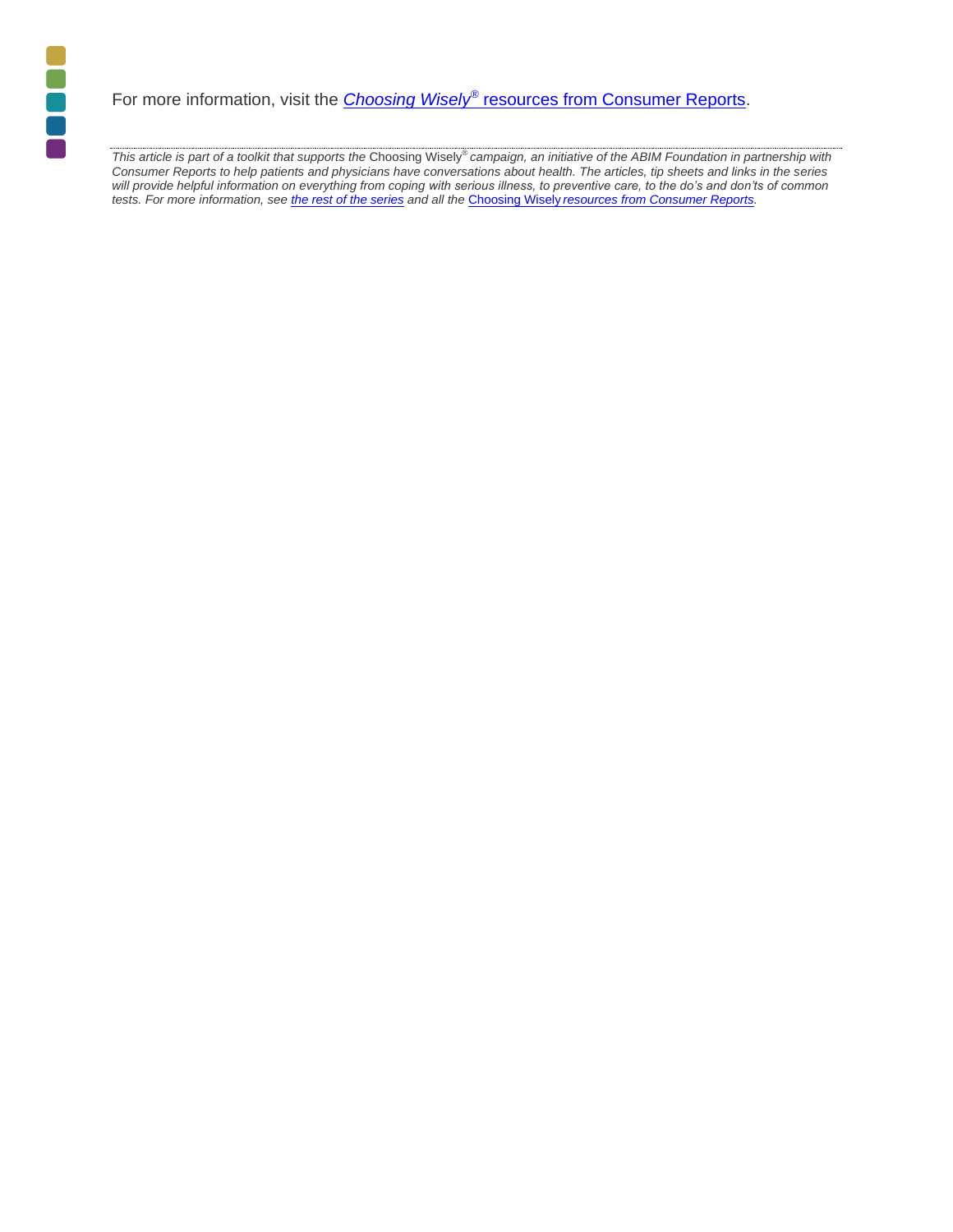For more information, visit the [*Choosing Wisely*® resources from Consumer Reports]().

---

*This article is part of a toolkit that supports the* Choosing Wisely® *campaign, an initiative of the ABIM Foundation in partnership with Consumer Reports to help patients and physicians have conversations about health. The articles, tip sheets and links in the series will provide helpful information on everything from coping with serious illness, to preventive care, to the do's and don'ts of common tests. For more information, see [the rest of the series]() and all the [Choosing Wisely *resources from Consumer Reports*]().*